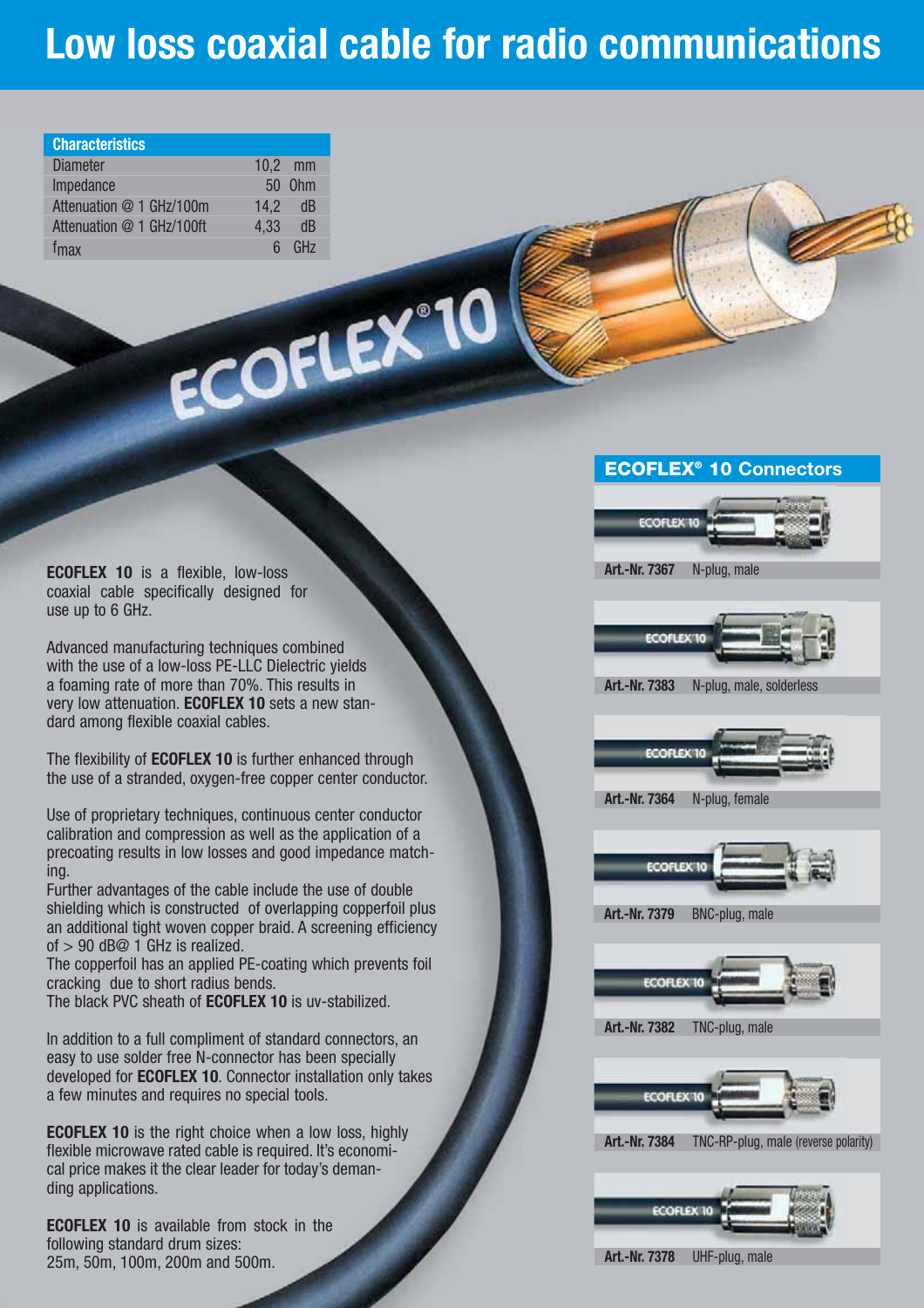# Low loss coaxial cable for radio communications

| Characteristics | |
|---|---|
| Diameter | 10,2 mm |
| Impedance | 50 Ohm |
| Attenuation @ 1 GHz/100m | 14,2 dB |
| Attenuation @ 1 GHz/100ft | 4,33 dB |
| $f_{max}$ | 6 GHz |

**ECOFLEX 10** is a flexible, low-loss coaxial cable specifically designed for use up to 6 GHz.

Advanced manufacturing techniques combined with the use of a low-loss PE-LLC Dielectric yields a foaming rate of more than 70%. This results in very low attenuation. **ECOFLEX 10** sets a new standard among flexible coaxial cables.

The flexibility of **ECOFLEX 10** is further enhanced through the use of a stranded, oxygen-free copper center conductor.

Use of proprietary techniques, continuous center conductor calibration and compression as well as the application of a precoating results in low losses and good impedance matching.
Further advantages of the cable include the use of double shielding which is constructed of overlapping copperfoil plus an additional tight woven copper braid. A screening efficiency of > 90 dB@ 1 GHz is realized.
The copperfoil has an applied PE-coating which prevents foil cracking due to short radius bends.
The black PVC sheath of **ECOFLEX 10** is uv-stabilized.

In addition to a full compliment of standard connectors, an easy to use solder free N-connector has been specially developed for **ECOFLEX 10**. Connector installation only takes a few minutes and requires no special tools.

**ECOFLEX 10** is the right choice when a low loss, highly flexible microwave rated cable is required. It's economical price makes it the clear leader for today's demanding applications.

**ECOFLEX 10** is available from stock in the following standard drum sizes:
25m, 50m, 100m, 200m and 500m.

## ECOFLEX® 10 Connectors

**Art.-Nr. 7367** N-plug, male

**Art.-Nr. 7383** N-plug, male, solderless

**Art.-Nr. 7364** N-plug, female

**Art.-Nr. 7379** BNC-plug, male

**Art.-Nr. 7382** TNC-plug, male

**Art.-Nr. 7384** TNC-RP-plug, male (reverse polarity)

**Art.-Nr. 7378** UHF-plug, male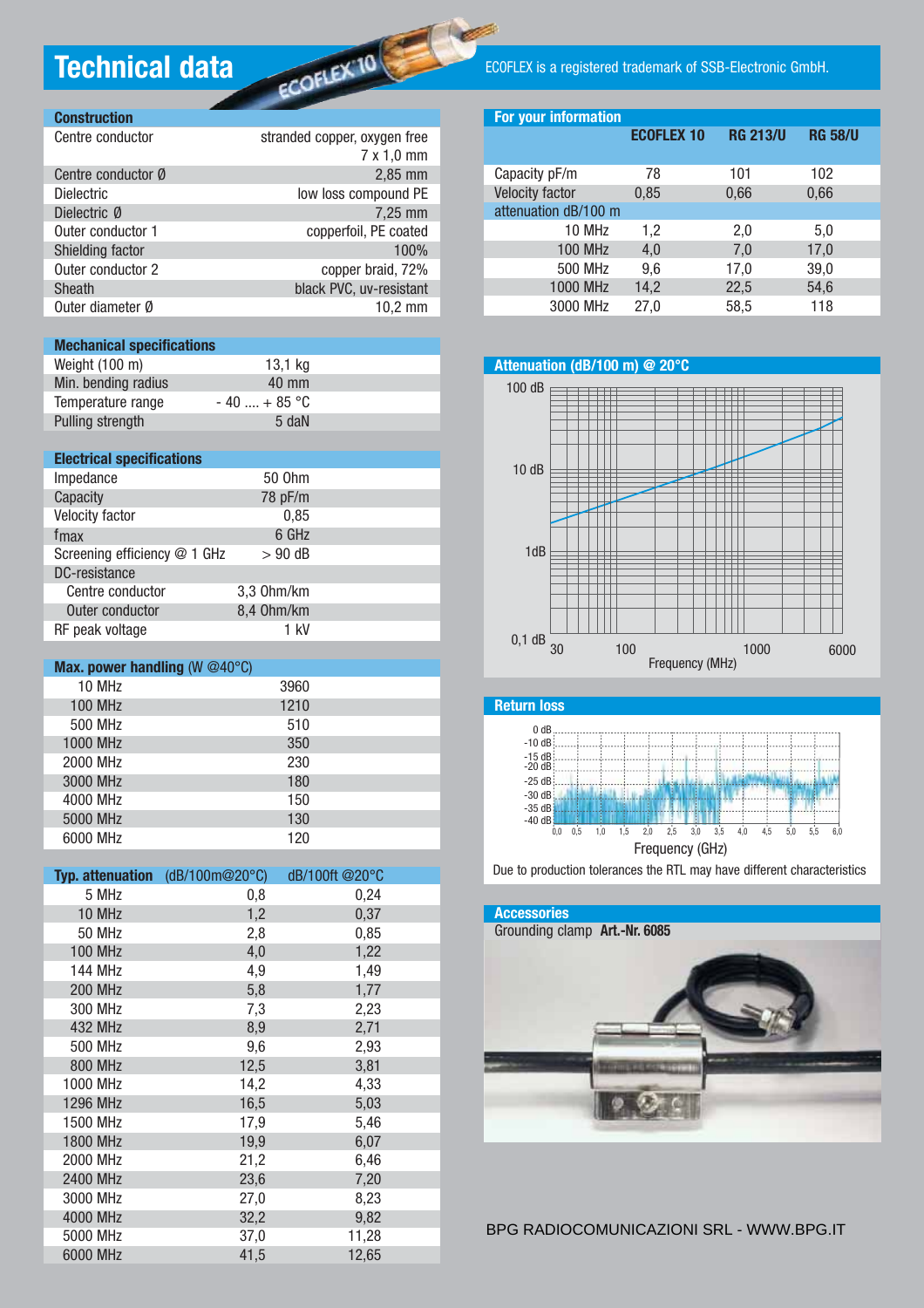# Technical data

ECOFLEX is a registered trademark of SSB-Electronic GmbH.

| Construction | |
|---|---|
| Centre conductor | stranded copper, oxygen free 7 x 1,0 mm |
| Centre conductor Ø | 2,85 mm |
| Dielectric | low loss compound PE |
| Dielectric Ø | 7,25 mm |
| Outer conductor 1 | copperfoil, PE coated |
| Shielding factor | 100% |
| Outer conductor 2 | copper braid, 72% |
| Sheath | black PVC, uv-resistant |
| Outer diameter Ø | 10,2 mm |

| Mechanical specifications | |
|---|---|
| Weight (100 m) | 13,1 kg |
| Min. bending radius | 40 mm |
| Temperature range | - 40 .... + 85 °C |
| Pulling strength | 5 daN |

| Electrical specifications | |
|---|---|
| Impedance | 50 Ohm |
| Capacity | 78 pF/m |
| Velocity factor | 0,85 |
| fmax | 6 GHz |
| Screening efficiency @ 1 GHz | > 90 dB |
| DC-resistance | |
| Centre conductor | 3,3 Ohm/km |
| Outer conductor | 8,4 Ohm/km |
| RF peak voltage | 1 kV |

| Max. power handling (W @40°C) | |
|---|---|
| 10 MHz | 3960 |
| 100 MHz | 1210 |
| 500 MHz | 510 |
| 1000 MHz | 350 |
| 2000 MHz | 230 |
| 3000 MHz | 180 |
| 4000 MHz | 150 |
| 5000 MHz | 130 |
| 6000 MHz | 120 |

| Typ. attenuation | (dB/100m@20°C) | dB/100ft @20°C |
|---|---|---|
| 5 MHz | 0,8 | 0,24 |
| 10 MHz | 1,2 | 0,37 |
| 50 MHz | 2,8 | 0,85 |
| 100 MHz | 4,0 | 1,22 |
| 144 MHz | 4,9 | 1,49 |
| 200 MHz | 5,8 | 1,77 |
| 300 MHz | 7,3 | 2,23 |
| 432 MHz | 8,9 | 2,71 |
| 500 MHz | 9,6 | 2,93 |
| 800 MHz | 12,5 | 3,81 |
| 1000 MHz | 14,2 | 4,33 |
| 1296 MHz | 16,5 | 5,03 |
| 1500 MHz | 17,9 | 5,46 |
| 1800 MHz | 19,9 | 6,07 |
| 2000 MHz | 21,2 | 6,46 |
| 2400 MHz | 23,6 | 7,20 |
| 3000 MHz | 27,0 | 8,23 |
| 4000 MHz | 32,2 | 9,82 |
| 5000 MHz | 37,0 | 11,28 |
| 6000 MHz | 41,5 | 12,65 |

| For your information | ECOFLEX 10 | RG 213/U | RG 58/U |
|---|---|---|---|
| Capacity pF/m | 78 | 101 | 102 |
| Velocity factor | 0,85 | 0,66 | 0,66 |
| attenuation dB/100 m | | | |
| 10 MHz | 1,2 | 2,0 | 5,0 |
| 100 MHz | 4,0 | 7,0 | 17,0 |
| 500 MHz | 9,6 | 17,0 | 39,0 |
| 1000 MHz | 14,2 | 22,5 | 54,6 |
| 3000 MHz | 27,0 | 58,5 | 118 |

## Attenuation (dB/100 m) @ 20°C

100 dB
10 dB
1dB
0,1 dB
30
100
1000
6000
Frequency (MHz)

## Return loss

0 dB
-10 dB
-15 dB
-20 dB
-25 dB
-30 dB
-35 dB
-40 dB
0,0 0,5 1,0 1,5 2,0 2,5 3,0 3,5 4,0 4,5 5,0 5,5 6,0
Frequency (GHz)

Due to production tolerances the RTL may have different characteristics

## Accessories

Grounding clamp **Art.-Nr. 6085**

BPG RADIOCOMUNICAZIONI SRL - WWW.BPG.IT